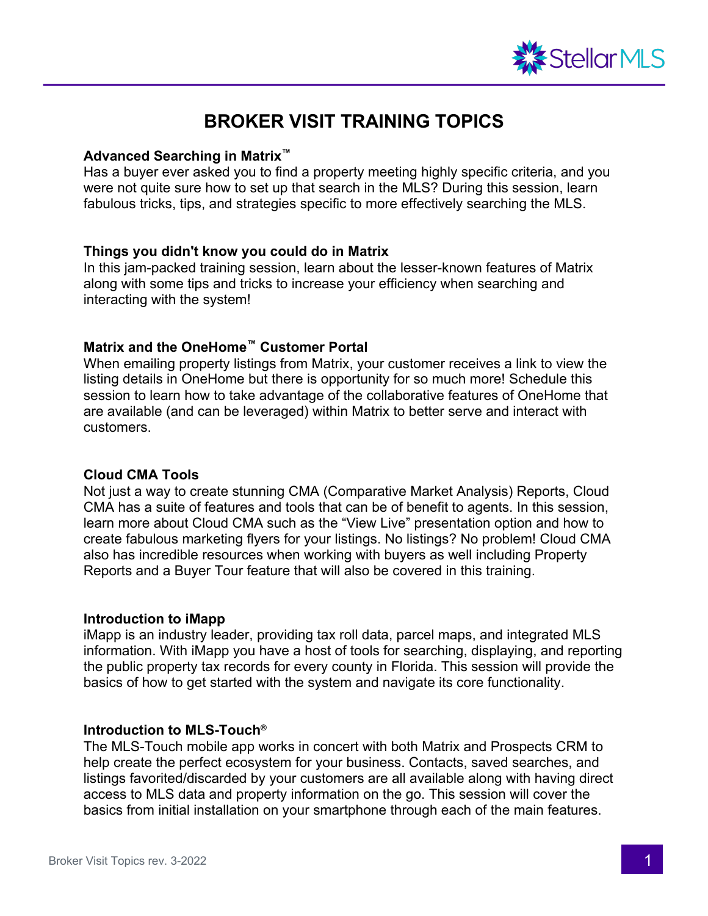# BROKER VISIT TRAINING TOPICS

### Advanced Searching in Matrix™

Has a buyer ever asked you to find a property meeting highly specific criteria, and you were not quite sure how to set up that search in the MLS? During this session, learn fabulous tricks, tips, and strategies specific to more effectively searching the MLS.

### Things you didn't know you could do in Matrix

In this jam-packed training session, learn about the lesser-known features of Matrix along with some tips and tricks to increase your efficiency when searching and interacting with the system!

### Matrix and the OneHome™ Customer Portal

When emailing property listings from Matrix, your customer receives a link to view the listing details in OneHome but there is opportunity for so much more! Schedule this session to learn how to take advantage of the collaborative features of OneHome that are available (and can be leveraged) within Matrix to better serve and interact with customers.

### Cloud CMA Tools

Not just a way to create stunning CMA (Comparative Market Analysis) Reports, Cloud CMA has a suite of features and tools that can be of benefit to agents. In this session, learn more about Cloud CMA such as the "View Live" presentation option and how to create fabulous marketing flyers for your listings. No listings? No problem! Cloud CMA also has incredible resources when working with buyers as well including Property Reports and a Buyer Tour feature that will also be covered in this training.

### Introduction to iMapp

iMapp is an industry leader, providing tax roll data, parcel maps, and integrated MLS information. With iMapp you have a host of tools for searching, displaying, and reporting the public property tax records for every county in Florida. This session will provide the basics of how to get started with the system and navigate its core functionality.

### Introduction to MLS-Touch®

The MLS-Touch mobile app works in concert with both Matrix and Prospects CRM to help create the perfect ecosystem for your business. Contacts, saved searches, and listings favorited/discarded by your customers are all available along with having direct access to MLS data and property information on the go. This session will cover the basics from initial installation on your smartphone through each of the main features.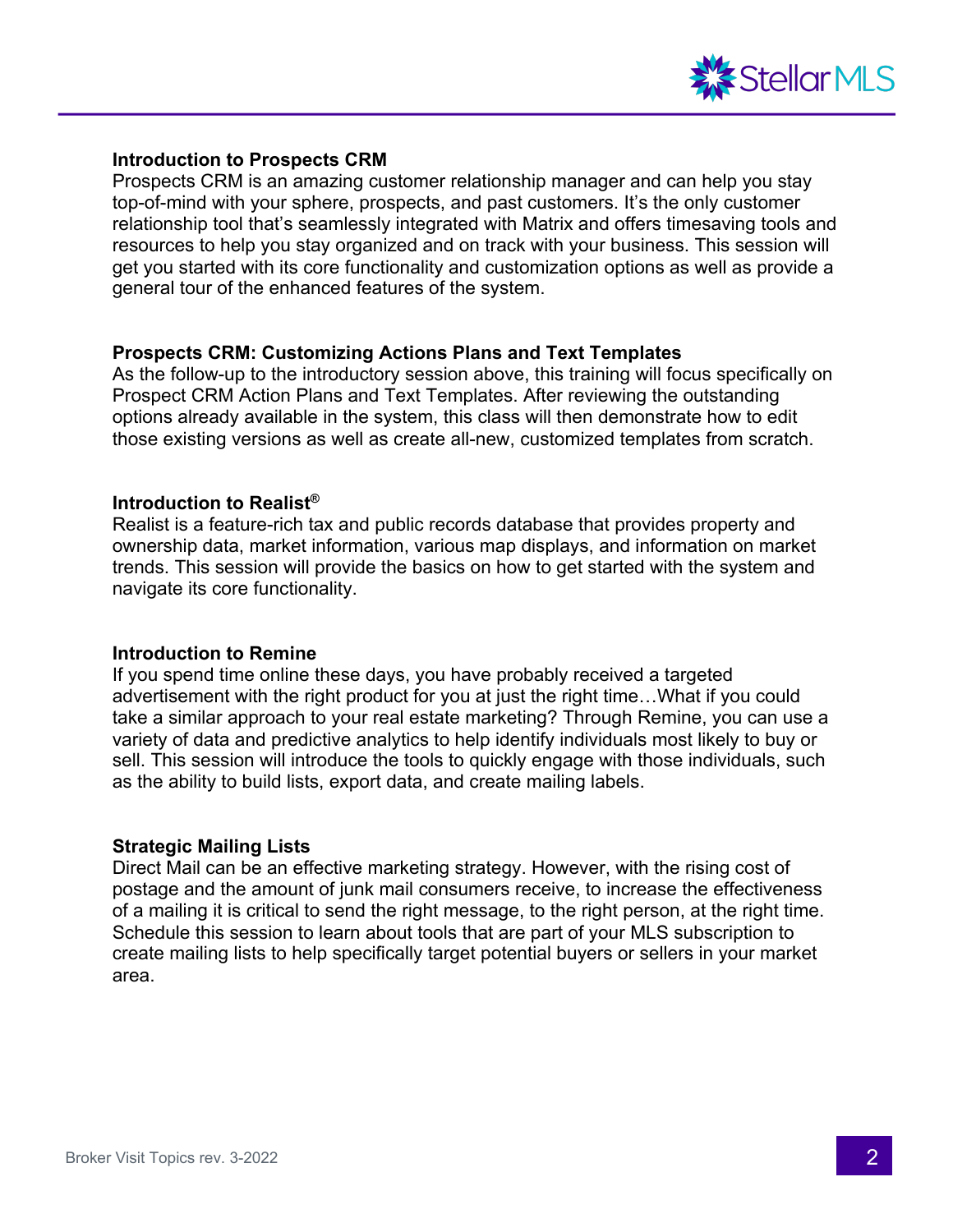**Introduction to Prospects CRM**
Prospects CRM is an amazing customer relationship manager and can help you stay top-of-mind with your sphere, prospects, and past customers. It's the only customer relationship tool that's seamlessly integrated with Matrix and offers timesaving tools and resources to help you stay organized and on track with your business. This session will get you started with its core functionality and customization options as well as provide a general tour of the enhanced features of the system.

**Prospects CRM: Customizing Actions Plans and Text Templates**
As the follow-up to the introductory session above, this training will focus specifically on Prospect CRM Action Plans and Text Templates. After reviewing the outstanding options already available in the system, this class will then demonstrate how to edit those existing versions as well as create all-new, customized templates from scratch.

**Introduction to Realist®**
Realist is a feature-rich tax and public records database that provides property and ownership data, market information, various map displays, and information on market trends. This session will provide the basics on how to get started with the system and navigate its core functionality.

**Introduction to Remine**
If you spend time online these days, you have probably received a targeted advertisement with the right product for you at just the right time…What if you could take a similar approach to your real estate marketing? Through Remine, you can use a variety of data and predictive analytics to help identify individuals most likely to buy or sell. This session will introduce the tools to quickly engage with those individuals, such as the ability to build lists, export data, and create mailing labels.

**Strategic Mailing Lists**
Direct Mail can be an effective marketing strategy. However, with the rising cost of postage and the amount of junk mail consumers receive, to increase the effectiveness of a mailing it is critical to send the right message, to the right person, at the right time. Schedule this session to learn about tools that are part of your MLS subscription to create mailing lists to help specifically target potential buyers or sellers in your market area.